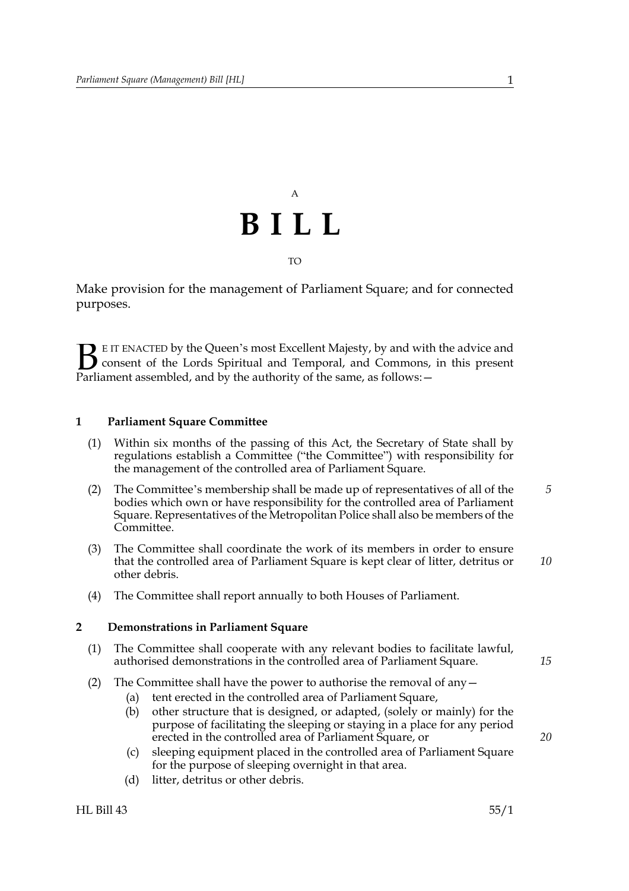A

# BILL

TO

Make provision for the management of Parliament Square; and for connected purposes.

BE IT ENACTED by the Queen's most Excellent Majesty, by and with the advice and consent of the Lords Spiritual and Temporal, and Commons, in this present Parliament assembled, and by the authority of the same, as follows:—

### 1 Parliament Square Committee

(1) Within six months of the passing of this Act, the Secretary of State shall by regulations establish a Committee ("the Committee") with responsibility for the management of the controlled area of Parliament Square.

(2) The Committee's membership shall be made up of representatives of all of the bodies which own or have responsibility for the controlled area of Parliament Square. Representatives of the Metropolitan Police shall also be members of the Committee.

(3) The Committee shall coordinate the work of its members in order to ensure that the controlled area of Parliament Square is kept clear of litter, detritus or other debris.

(4) The Committee shall report annually to both Houses of Parliament.

### 2 Demonstrations in Parliament Square

(1) The Committee shall cooperate with any relevant bodies to facilitate lawful, authorised demonstrations in the controlled area of Parliament Square.

(2) The Committee shall have the power to authorise the removal of any—

(a) tent erected in the controlled area of Parliament Square,

(b) other structure that is designed, or adapted, (solely or mainly) for the purpose of facilitating the sleeping or staying in a place for any period erected in the controlled area of Parliament Square, or

(c) sleeping equipment placed in the controlled area of Parliament Square for the purpose of sleeping overnight in that area.

(d) litter, detritus or other debris.

HL Bill 43 55/1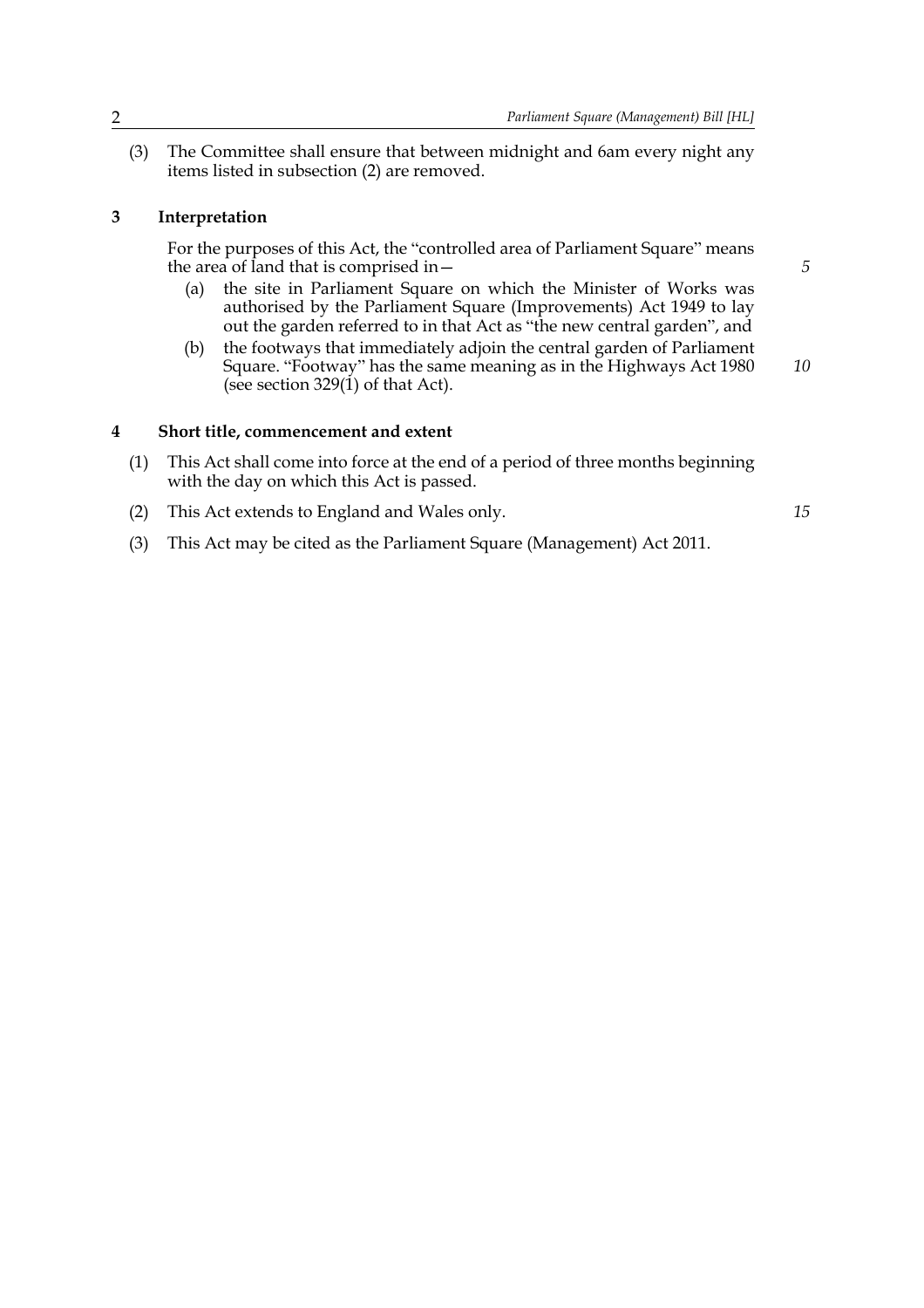(3) The Committee shall ensure that between midnight and 6am every night any items listed in subsection (2) are removed.

## 3 Interpretation

For the purposes of this Act, the "controlled area of Parliament Square" means the area of land that is comprised in—

(a) the site in Parliament Square on which the Minister of Works was authorised by the Parliament Square (Improvements) Act 1949 to lay out the garden referred to in that Act as "the new central garden", and

(b) the footways that immediately adjoin the central garden of Parliament Square. "Footway" has the same meaning as in the Highways Act 1980 (see section 329(1) of that Act).

## 4 Short title, commencement and extent

(1) This Act shall come into force at the end of a period of three months beginning with the day on which this Act is passed.

(2) This Act extends to England and Wales only.

(3) This Act may be cited as the Parliament Square (Management) Act 2011.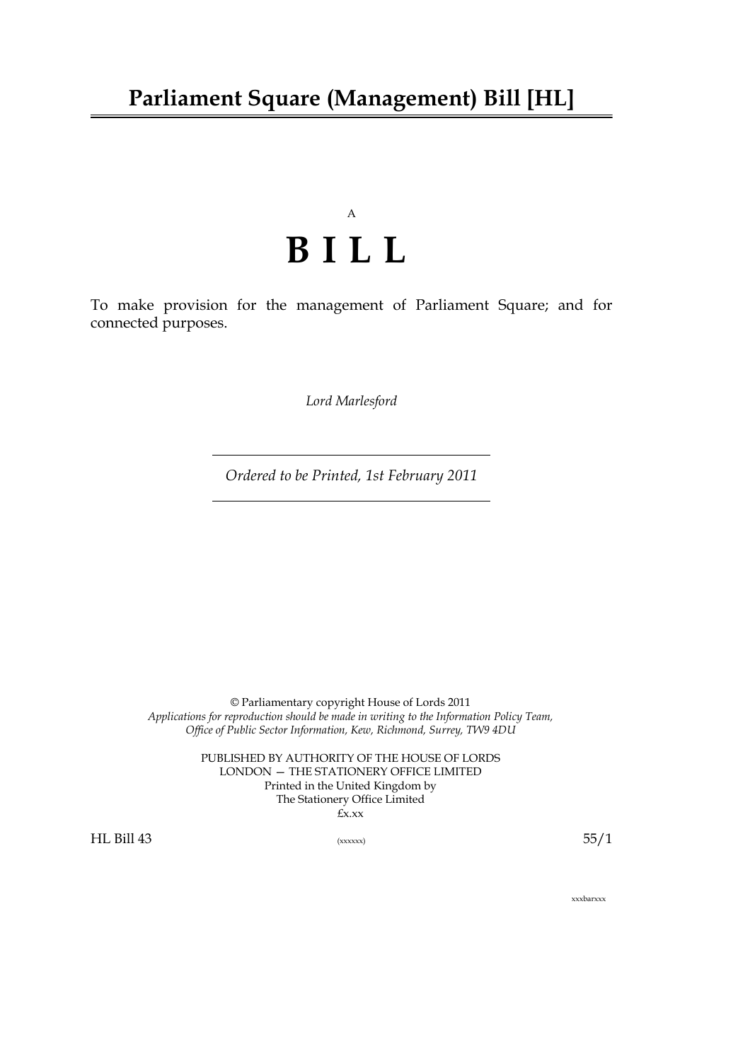# Parliament Square (Management) Bill [HL]

A

# BILL

To make provision for the management of Parliament Square; and for connected purposes.

*Lord Marlesford*

*Ordered to be Printed, 1st February 2011*

© Parliamentary copyright House of Lords 2011
*Applications for reproduction should be made in writing to the Information Policy Team, Office of Public Sector Information, Kew, Richmond, Surrey, TW9 4DU*

PUBLISHED BY AUTHORITY OF THE HOUSE OF LORDS
LONDON — THE STATIONERY OFFICE LIMITED
Printed in the United Kingdom by
The Stationery Office Limited
£x.xx

HL Bill 43 (xxxxxx) 55/1

xxxbarxxx